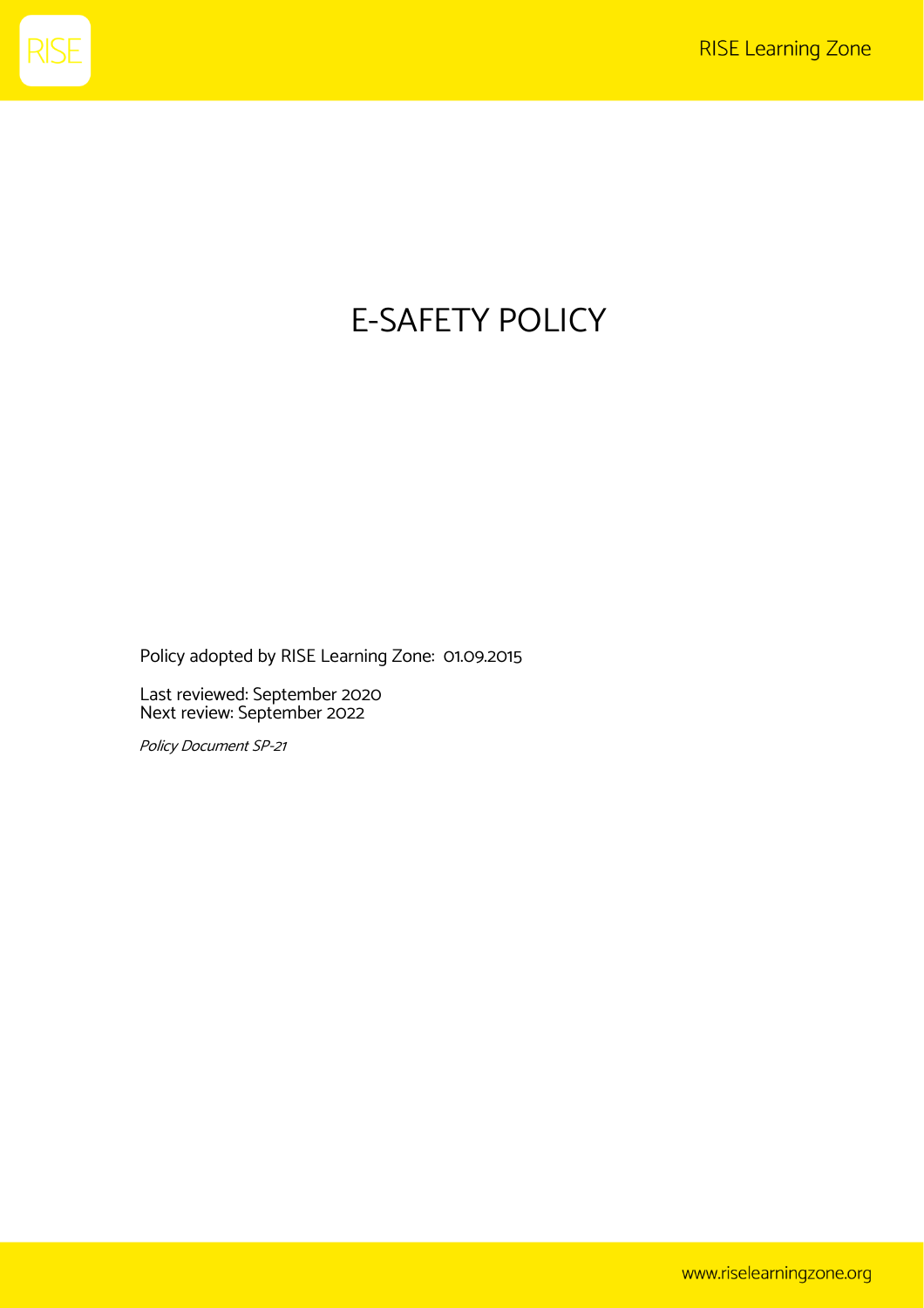# E-SAFETY POLICY

Policy adopted by RISE Learning Zone: 01.09.2015

Last reviewed: September 2020
Next review: September 2022

*Policy Document SP-21*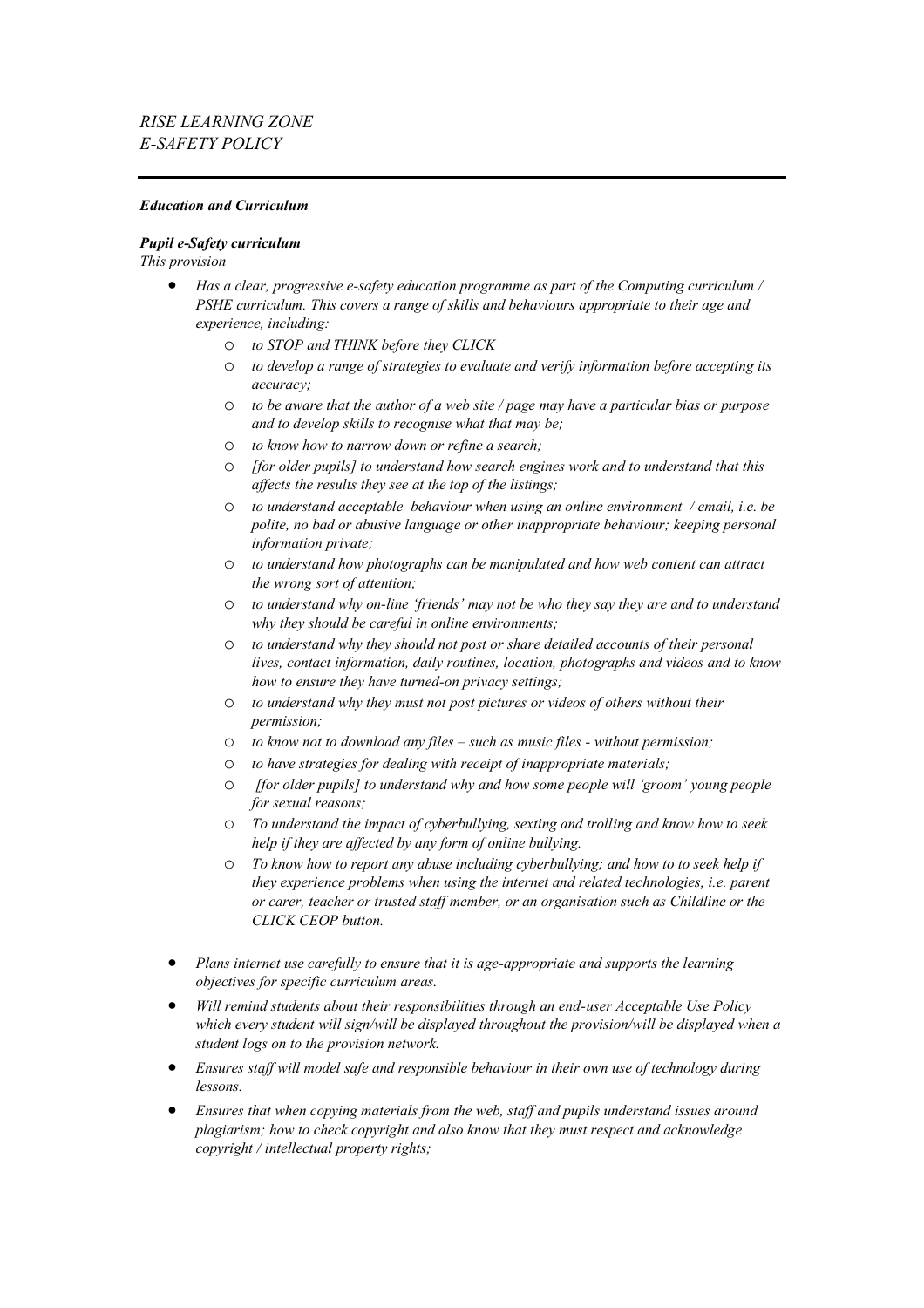*RISE LEARNING ZONE*
*E-SAFETY POLICY*

---

***Education and Curriculum***

***Pupil e-Safety curriculum***

*This provision*

- *Has a clear, progressive e-safety education programme as part of the Computing curriculum / PSHE curriculum. This covers a range of skills and behaviours appropriate to their age and experience, including:*
  - *to STOP and THINK before they CLICK*
  - *to develop a range of strategies to evaluate and verify information before accepting its accuracy;*
  - *to be aware that the author of a web site / page may have a particular bias or purpose and to develop skills to recognise what that may be;*
  - *to know how to narrow down or refine a search;*
  - *[for older pupils] to understand how search engines work and to understand that this affects the results they see at the top of the listings;*
  - *to understand acceptable behaviour when using an online environment / email, i.e. be polite, no bad or abusive language or other inappropriate behaviour; keeping personal information private;*
  - *to understand how photographs can be manipulated and how web content can attract the wrong sort of attention;*
  - *to understand why on-line 'friends' may not be who they say they are and to understand why they should be careful in online environments;*
  - *to understand why they should not post or share detailed accounts of their personal lives, contact information, daily routines, location, photographs and videos and to know how to ensure they have turned-on privacy settings;*
  - *to understand why they must not post pictures or videos of others without their permission;*
  - *to know not to download any files – such as music files - without permission;*
  - *to have strategies for dealing with receipt of inappropriate materials;*
  - *[for older pupils] to understand why and how some people will 'groom' young people for sexual reasons;*
  - *To understand the impact of cyberbullying, sexting and trolling and know how to seek help if they are affected by any form of online bullying.*
  - *To know how to report any abuse including cyberbullying; and how to to seek help if they experience problems when using the internet and related technologies, i.e. parent or carer, teacher or trusted staff member, or an organisation such as Childline or the CLICK CEOP button.*
- *Plans internet use carefully to ensure that it is age-appropriate and supports the learning objectives for specific curriculum areas.*
- *Will remind students about their responsibilities through an end-user Acceptable Use Policy which every student will sign/will be displayed throughout the provision/will be displayed when a student logs on to the provision network.*
- *Ensures staff will model safe and responsible behaviour in their own use of technology during lessons.*
- *Ensures that when copying materials from the web, staff and pupils understand issues around plagiarism; how to check copyright and also know that they must respect and acknowledge copyright / intellectual property rights;*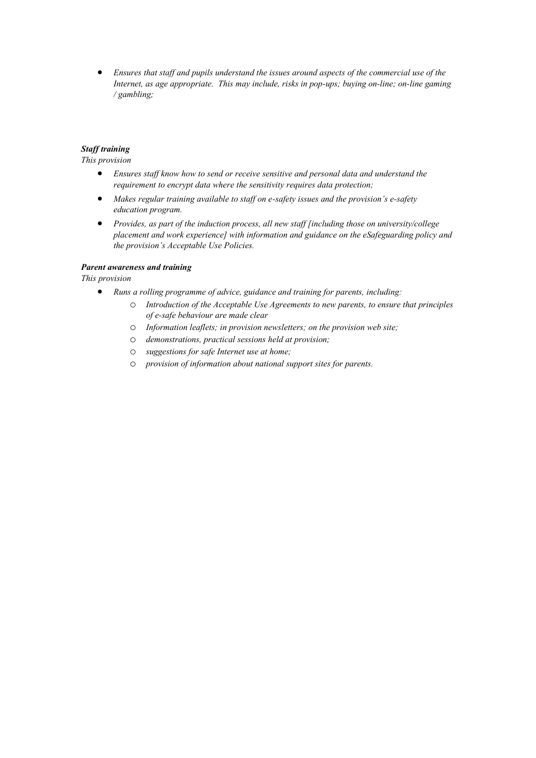- *Ensures that staff and pupils understand the issues around aspects of the commercial use of the Internet, as age appropriate. This may include, risks in pop-ups; buying on-line; on-line gaming / gambling;*

***Staff training***

*This provision*

- *Ensures staff know how to send or receive sensitive and personal data and understand the requirement to encrypt data where the sensitivity requires data protection;*
- *Makes regular training available to staff on e-safety issues and the provision's e-safety education program.*
- *Provides, as part of the induction process, all new staff [including those on university/college placement and work experience] with information and guidance on the eSafeguarding policy and the provision's Acceptable Use Policies.*

***Parent awareness and training***

*This provision*

- *Runs a rolling programme of advice, guidance and training for parents, including:*
  - *Introduction of the Acceptable Use Agreements to new parents, to ensure that principles of e-safe behaviour are made clear*
  - *Information leaflets; in provision newsletters; on the provision web site;*
  - *demonstrations, practical sessions held at provision;*
  - *suggestions for safe Internet use at home;*
  - *provision of information about national support sites for parents.*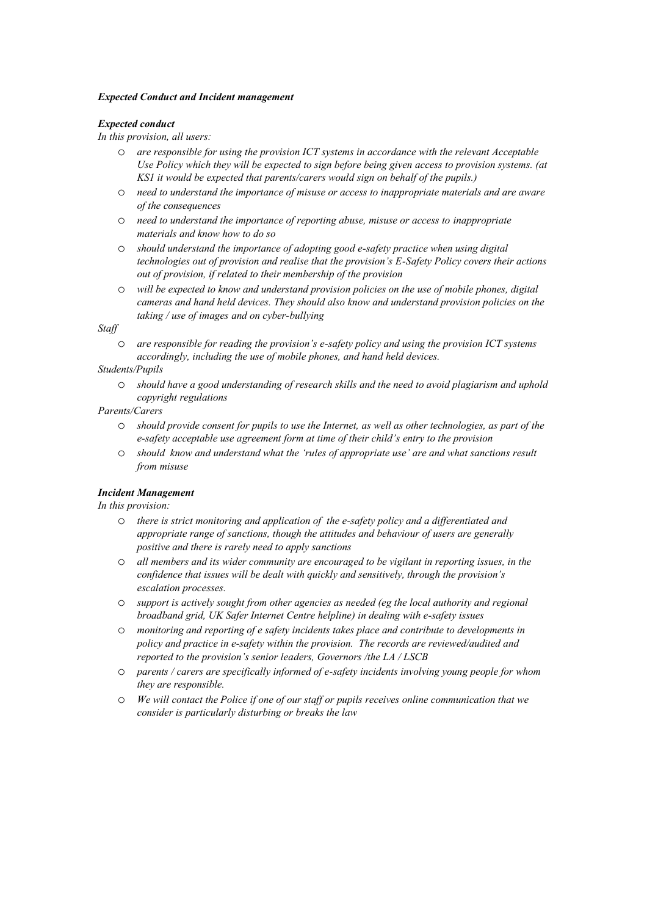***Expected Conduct and Incident management***

***Expected conduct***

*In this provision, all users:*

- *are responsible for using the provision ICT systems in accordance with the relevant Acceptable Use Policy which they will be expected to sign before being given access to provision systems. (at KS1 it would be expected that parents/carers would sign on behalf of the pupils.)*
- *need to understand the importance of misuse or access to inappropriate materials and are aware of the consequences*
- *need to understand the importance of reporting abuse, misuse or access to inappropriate materials and know how to do so*
- *should understand the importance of adopting good e-safety practice when using digital technologies out of provision and realise that the provision's E-Safety Policy covers their actions out of provision, if related to their membership of the provision*
- *will be expected to know and understand provision policies on the use of mobile phones, digital cameras and hand held devices. They should also know and understand provision policies on the taking / use of images and on cyber-bullying*

*Staff*

- *are responsible for reading the provision's e-safety policy and using the provision ICT systems accordingly, including the use of mobile phones, and hand held devices.*

*Students/Pupils*

- *should have a good understanding of research skills and the need to avoid plagiarism and uphold copyright regulations*

*Parents/Carers*

- *should provide consent for pupils to use the Internet, as well as other technologies, as part of the e-safety acceptable use agreement form at time of their child's entry to the provision*
- *should know and understand what the 'rules of appropriate use' are and what sanctions result from misuse*

***Incident Management***

*In this provision:*

- *there is strict monitoring and application of the e-safety policy and a differentiated and appropriate range of sanctions, though the attitudes and behaviour of users are generally positive and there is rarely need to apply sanctions*
- *all members and its wider community are encouraged to be vigilant in reporting issues, in the confidence that issues will be dealt with quickly and sensitively, through the provision's escalation processes.*
- *support is actively sought from other agencies as needed (eg the local authority and regional broadband grid, UK Safer Internet Centre helpline) in dealing with e-safety issues*
- *monitoring and reporting of e safety incidents takes place and contribute to developments in policy and practice in e-safety within the provision. The records are reviewed/audited and reported to the provision's senior leaders, Governors /the LA / LSCB*
- *parents / carers are specifically informed of e-safety incidents involving young people for whom they are responsible.*
- *We will contact the Police if one of our staff or pupils receives online communication that we consider is particularly disturbing or breaks the law*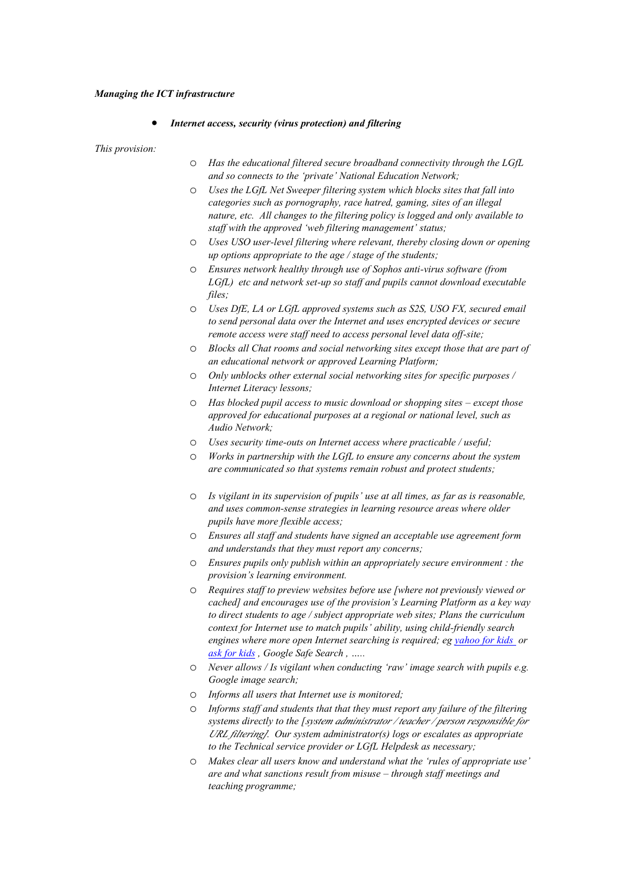***Managing the ICT infrastructure***

- ***Internet access, security (virus protection) and filtering***

*This provision:*

- *Has the educational filtered secure broadband connectivity through the LGfL and so connects to the 'private' National Education Network;*
- *Uses the LGfL Net Sweeper filtering system which blocks sites that fall into categories such as pornography, race hatred, gaming, sites of an illegal nature, etc. All changes to the filtering policy is logged and only available to staff with the approved 'web filtering management' status;*
- *Uses USO user-level filtering where relevant, thereby closing down or opening up options appropriate to the age / stage of the students;*
- *Ensures network healthy through use of Sophos anti-virus software (from LGfL) etc and network set-up so staff and pupils cannot download executable files;*
- *Uses DfE, LA or LGfL approved systems such as S2S, USO FX, secured email to send personal data over the Internet and uses encrypted devices or secure remote access were staff need to access personal level data off-site;*
- *Blocks all Chat rooms and social networking sites except those that are part of an educational network or approved Learning Platform;*
- *Only unblocks other external social networking sites for specific purposes / Internet Literacy lessons;*
- *Has blocked pupil access to music download or shopping sites – except those approved for educational purposes at a regional or national level, such as Audio Network;*
- *Uses security time-outs on Internet access where practicable / useful;*
- *Works in partnership with the LGfL to ensure any concerns about the system are communicated so that systems remain robust and protect students;*
- *Is vigilant in its supervision of pupils' use at all times, as far as is reasonable, and uses common-sense strategies in learning resource areas where older pupils have more flexible access;*
- *Ensures all staff and students have signed an acceptable use agreement form and understands that they must report any concerns;*
- *Ensures pupils only publish within an appropriately secure environment : the provision's learning environment.*
- *Requires staff to preview websites before use [where not previously viewed or cached] and encourages use of the provision's Learning Platform as a key way to direct students to age / subject appropriate web sites; Plans the curriculum context for Internet use to match pupils' ability, using child-friendly search engines where more open Internet searching is required; eg yahoo for kids or ask for kids , Google Safe Search , …..*
- *Never allows / Is vigilant when conducting 'raw' image search with pupils e.g. Google image search;*
- *Informs all users that Internet use is monitored;*
- *Informs staff and students that that they must report any failure of the filtering systems directly to the [system administrator / teacher / person responsible for URL filtering]. Our system administrator(s) logs or escalates as appropriate to the Technical service provider or LGfL Helpdesk as necessary;*
- *Makes clear all users know and understand what the 'rules of appropriate use' are and what sanctions result from misuse – through staff meetings and teaching programme;*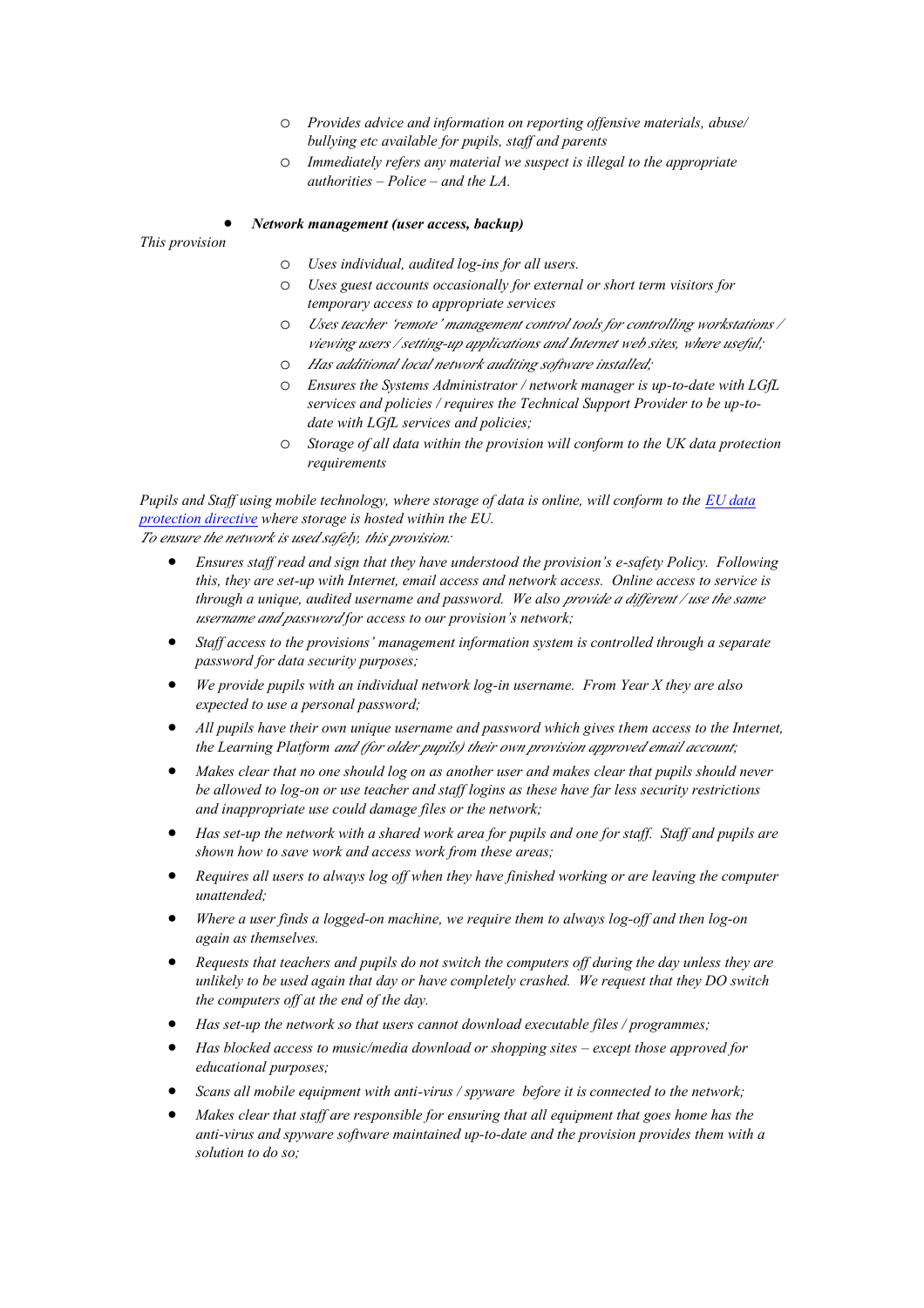- *Provides advice and information on reporting offensive materials, abuse/ bullying etc available for pupils, staff and parents*
  - *Immediately refers any material we suspect is illegal to the appropriate authorities – Police – and the LA.*

- ***Network management (user access, backup)***

*This provision*

  - *Uses individual, audited log-ins for all users.*
  - *Uses guest accounts occasionally for external or short term visitors for temporary access to appropriate services*
  - *Uses teacher 'remote' management control tools for controlling workstations / viewing users / setting-up applications and Internet web sites, where useful;*
  - *Has additional local network auditing software installed;*
  - *Ensures the Systems Administrator / network manager is up-to-date with LGfL services and policies / requires the Technical Support Provider to be up-to-date with LGfL services and policies;*
  - *Storage of all data within the provision will conform to the UK data protection requirements*

*Pupils and Staff using mobile technology, where storage of data is online, will conform to the [EU data protection directive](#) where storage is hosted within the EU.*

*To ensure the network is used safely, this provision:*

- *Ensures staff read and sign that they have understood the provision's e-safety Policy. Following this, they are set-up with Internet, email access and network access. Online access to service is through a unique, audited username and password. We also provide a different / use the same username and password for access to our provision's network;*
- *Staff access to the provisions' management information system is controlled through a separate password for data security purposes;*
- *We provide pupils with an individual network log-in username. From Year X they are also expected to use a personal password;*
- *All pupils have their own unique username and password which gives them access to the Internet, the Learning Platform and (for older pupils) their own provision approved email account;*
- *Makes clear that no one should log on as another user and makes clear that pupils should never be allowed to log-on or use teacher and staff logins as these have far less security restrictions and inappropriate use could damage files or the network;*
- *Has set-up the network with a shared work area for pupils and one for staff. Staff and pupils are shown how to save work and access work from these areas;*
- *Requires all users to always log off when they have finished working or are leaving the computer unattended;*
- *Where a user finds a logged-on machine, we require them to always log-off and then log-on again as themselves.*
- *Requests that teachers and pupils do not switch the computers off during the day unless they are unlikely to be used again that day or have completely crashed. We request that they DO switch the computers off at the end of the day.*
- *Has set-up the network so that users cannot download executable files / programmes;*
- *Has blocked access to music/media download or shopping sites – except those approved for educational purposes;*
- *Scans all mobile equipment with anti-virus / spyware before it is connected to the network;*
- *Makes clear that staff are responsible for ensuring that all equipment that goes home has the anti-virus and spyware software maintained up-to-date and the provision provides them with a solution to do so;*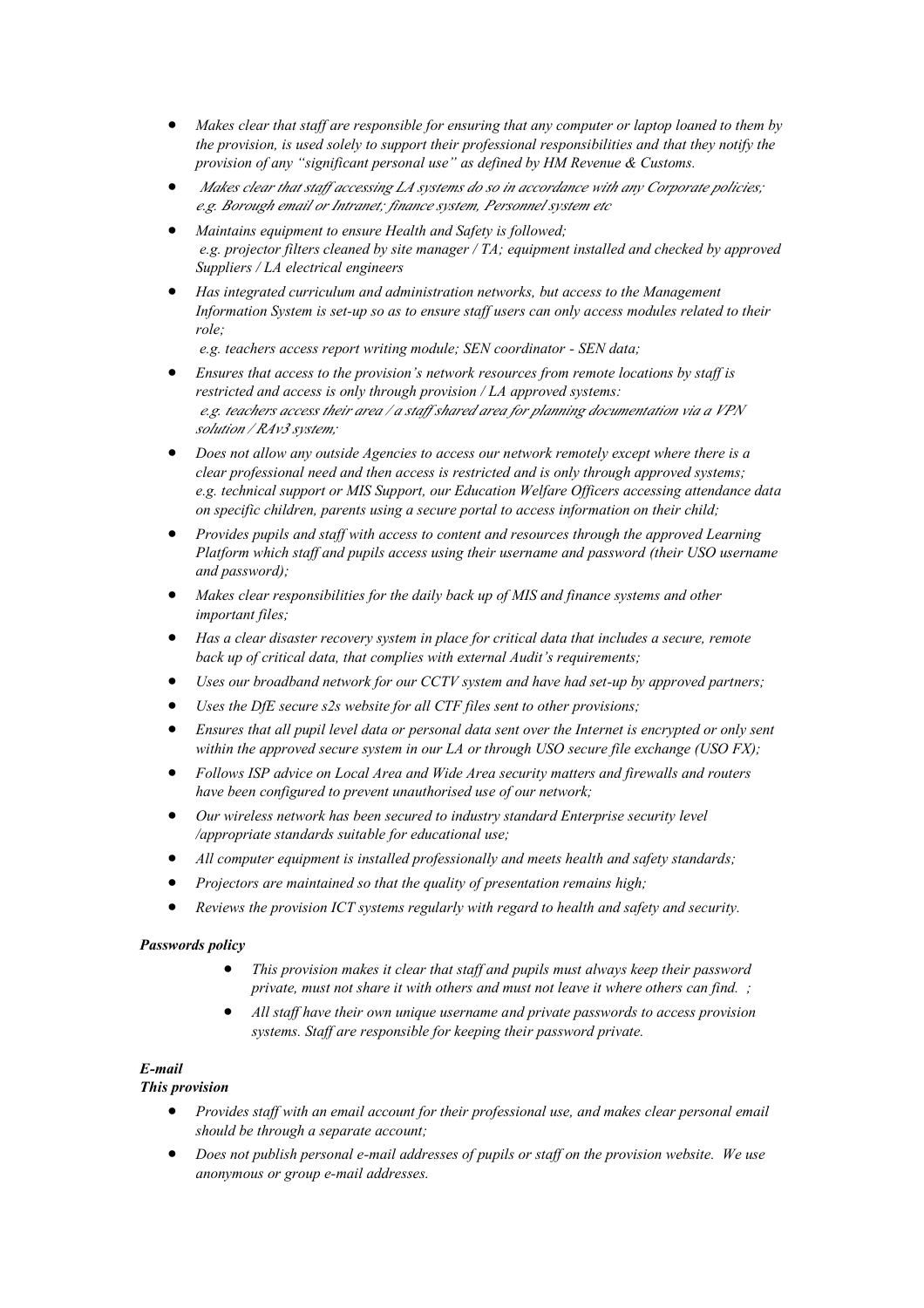- *Makes clear that staff are responsible for ensuring that any computer or laptop loaned to them by the provision, is used solely to support their professional responsibilities and that they notify the provision of any "significant personal use" as defined by HM Revenue & Customs.*
- *Makes clear that staff accessing LA systems do so in accordance with any Corporate policies; e.g. Borough email or Intranet; finance system, Personnel system etc*
- *Maintains equipment to ensure Health and Safety is followed; e.g. projector filters cleaned by site manager / TA; equipment installed and checked by approved Suppliers / LA electrical engineers*
- *Has integrated curriculum and administration networks, but access to the Management Information System is set-up so as to ensure staff users can only access modules related to their role;*

  *e.g. teachers access report writing module; SEN coordinator - SEN data;*
- *Ensures that access to the provision's network resources from remote locations by staff is restricted and access is only through provision / LA approved systems: e.g. teachers access their area / a staff shared area for planning documentation via a VPN solution / RAv3 system;*
- *Does not allow any outside Agencies to access our network remotely except where there is a clear professional need and then access is restricted and is only through approved systems; e.g. technical support or MIS Support, our Education Welfare Officers accessing attendance data on specific children, parents using a secure portal to access information on their child;*
- *Provides pupils and staff with access to content and resources through the approved Learning Platform which staff and pupils access using their username and password (their USO username and password);*
- *Makes clear responsibilities for the daily back up of MIS and finance systems and other important files;*
- *Has a clear disaster recovery system in place for critical data that includes a secure, remote back up of critical data, that complies with external Audit's requirements;*
- *Uses our broadband network for our CCTV system and have had set-up by approved partners;*
- *Uses the DfE secure s2s website for all CTF files sent to other provisions;*
- *Ensures that all pupil level data or personal data sent over the Internet is encrypted or only sent within the approved secure system in our LA or through USO secure file exchange (USO FX);*
- *Follows ISP advice on Local Area and Wide Area security matters and firewalls and routers have been configured to prevent unauthorised use of our network;*
- *Our wireless network has been secured to industry standard Enterprise security level /appropriate standards suitable for educational use;*
- *All computer equipment is installed professionally and meets health and safety standards;*
- *Projectors are maintained so that the quality of presentation remains high;*
- *Reviews the provision ICT systems regularly with regard to health and safety and security.*

***Passwords policy***

- *This provision makes it clear that staff and pupils must always keep their password private, must not share it with others and must not leave it where others can find. ;*
- *All staff have their own unique username and private passwords to access provision systems. Staff are responsible for keeping their password private.*

***E-mail***

***This provision***

- *Provides staff with an email account for their professional use, and makes clear personal email should be through a separate account;*
- *Does not publish personal e-mail addresses of pupils or staff on the provision website. We use anonymous or group e-mail addresses.*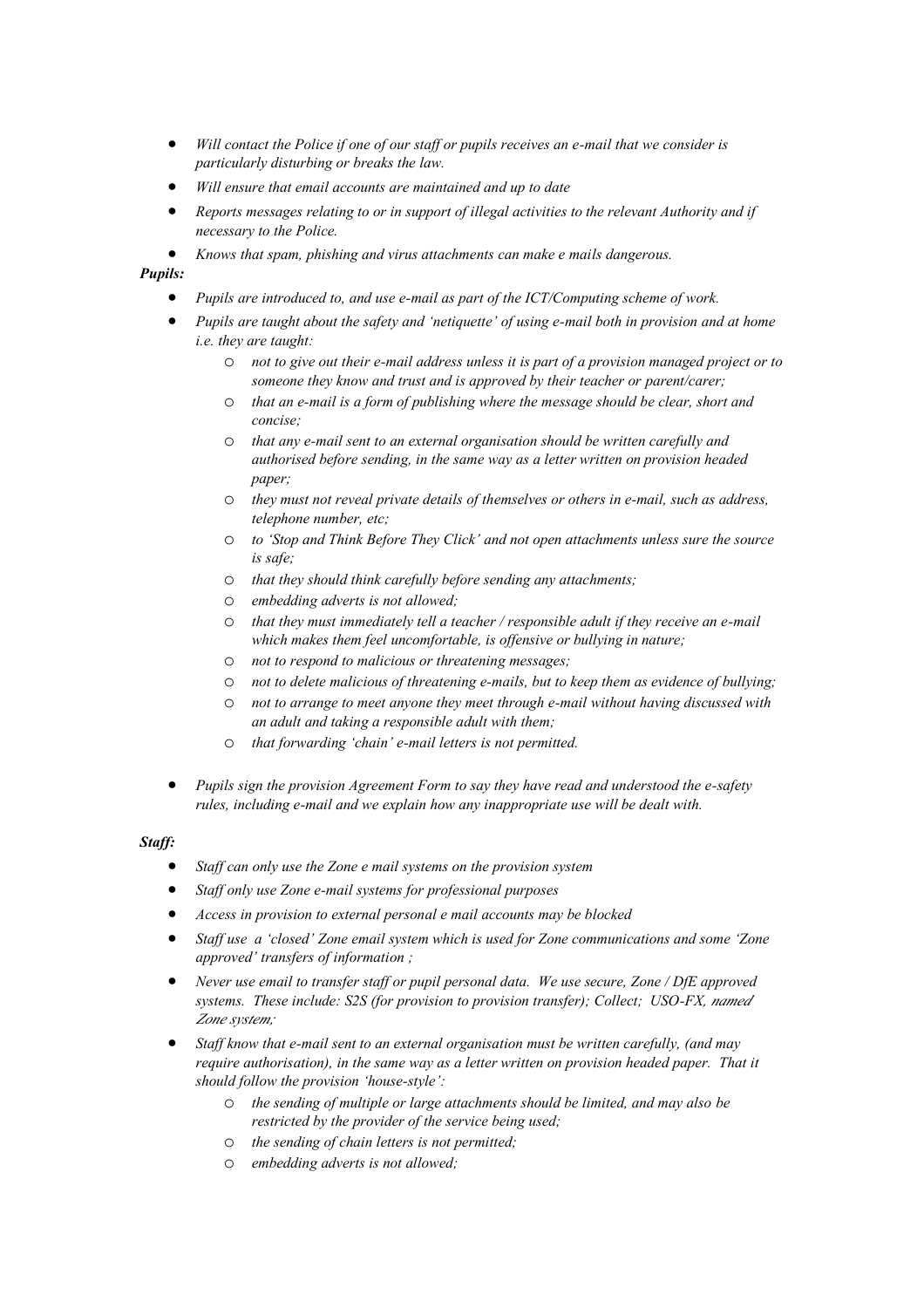- *Will contact the Police if one of our staff or pupils receives an e-mail that we consider is particularly disturbing or breaks the law.*
- *Will ensure that email accounts are maintained and up to date*
- *Reports messages relating to or in support of illegal activities to the relevant Authority and if necessary to the Police.*
- *Knows that spam, phishing and virus attachments can make e mails dangerous.*

***Pupils:***

- *Pupils are introduced to, and use e-mail as part of the ICT/Computing scheme of work.*
- *Pupils are taught about the safety and 'netiquette' of using e-mail both in provision and at home i.e. they are taught:*
    - *not to give out their e-mail address unless it is part of a provision managed project or to someone they know and trust and is approved by their teacher or parent/carer;*
    - *that an e-mail is a form of publishing where the message should be clear, short and concise;*
    - *that any e-mail sent to an external organisation should be written carefully and authorised before sending, in the same way as a letter written on provision headed paper;*
    - *they must not reveal private details of themselves or others in e-mail, such as address, telephone number, etc;*
    - *to 'Stop and Think Before They Click' and not open attachments unless sure the source is safe;*
    - *that they should think carefully before sending any attachments;*
    - *embedding adverts is not allowed;*
    - *that they must immediately tell a teacher / responsible adult if they receive an e-mail which makes them feel uncomfortable, is offensive or bullying in nature;*
    - *not to respond to malicious or threatening messages;*
    - *not to delete malicious of threatening e-mails, but to keep them as evidence of bullying;*
    - *not to arrange to meet anyone they meet through e-mail without having discussed with an adult and taking a responsible adult with them;*
    - *that forwarding 'chain' e-mail letters is not permitted.*

- *Pupils sign the provision Agreement Form to say they have read and understood the e-safety rules, including e-mail and we explain how any inappropriate use will be dealt with.*

***Staff:***

- *Staff can only use the Zone e mail systems on the provision system*
- *Staff only use Zone e-mail systems for professional purposes*
- *Access in provision to external personal e mail accounts may be blocked*
- *Staff use a 'closed' Zone email system which is used for Zone communications and some 'Zone approved' transfers of information ;*
- *Never use email to transfer staff or pupil personal data. We use secure, Zone / DfE approved systems. These include: S2S (for provision to provision transfer); Collect; USO-FX, named Zone system;*
- *Staff know that e-mail sent to an external organisation must be written carefully, (and may require authorisation), in the same way as a letter written on provision headed paper. That it should follow the provision 'house-style':*
    - *the sending of multiple or large attachments should be limited, and may also be restricted by the provider of the service being used;*
    - *the sending of chain letters is not permitted;*
    - *embedding adverts is not allowed;*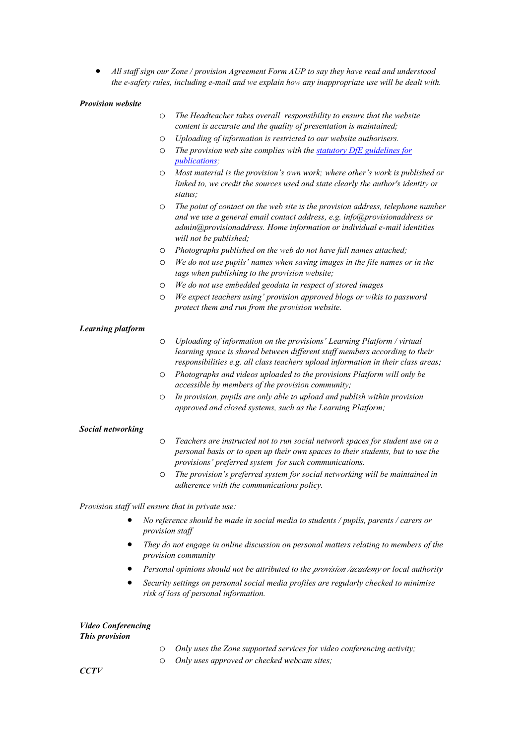- *All staff sign our Zone / provision Agreement Form AUP to say they have read and understood the e-safety rules, including e-mail and we explain how any inappropriate use will be dealt with.*

***Provision website***

- *The Headteacher takes overall responsibility to ensure that the website content is accurate and the quality of presentation is maintained;*
- *Uploading of information is restricted to our website authorisers.*
- *The provision web site complies with the [statutory DfE guidelines for publications](#);*
- *Most material is the provision's own work; where other's work is published or linked to, we credit the sources used and state clearly the author's identity or status;*
- *The point of contact on the web site is the provision address, telephone number and we use a general email contact address, e.g. info@provisionaddress or admin@provisionaddress. Home information or individual e-mail identities will not be published;*
- *Photographs published on the web do not have full names attached;*
- *We do not use pupils' names when saving images in the file names or in the tags when publishing to the provision website;*
- *We do not use embedded geodata in respect of stored images*
- *We expect teachers using' provision approved blogs or wikis to password protect them and run from the provision website.*

***Learning platform***

- *Uploading of information on the provisions' Learning Platform / virtual learning space is shared between different staff members according to their responsibilities e.g. all class teachers upload information in their class areas;*
- *Photographs and videos uploaded to the provisions Platform will only be accessible by members of the provision community;*
- *In provision, pupils are only able to upload and publish within provision approved and closed systems, such as the Learning Platform;*

***Social networking***

- *Teachers are instructed not to run social network spaces for student use on a personal basis or to open up their own spaces to their students, but to use the provisions' preferred system for such communications.*
- *The provision's preferred system for social networking will be maintained in adherence with the communications policy.*

*Provision staff will ensure that in private use:*

- *No reference should be made in social media to students / pupils, parents / carers or provision staff*
- *They do not engage in online discussion on personal matters relating to members of the provision community*
- *Personal opinions should not be attributed to the provision /academy or local authority*
- *Security settings on personal social media profiles are regularly checked to minimise risk of loss of personal information.*

***Video Conferencing***
***This provision***

- *Only uses the Zone supported services for video conferencing activity;*
- *Only uses approved or checked webcam sites;*

***CCTV***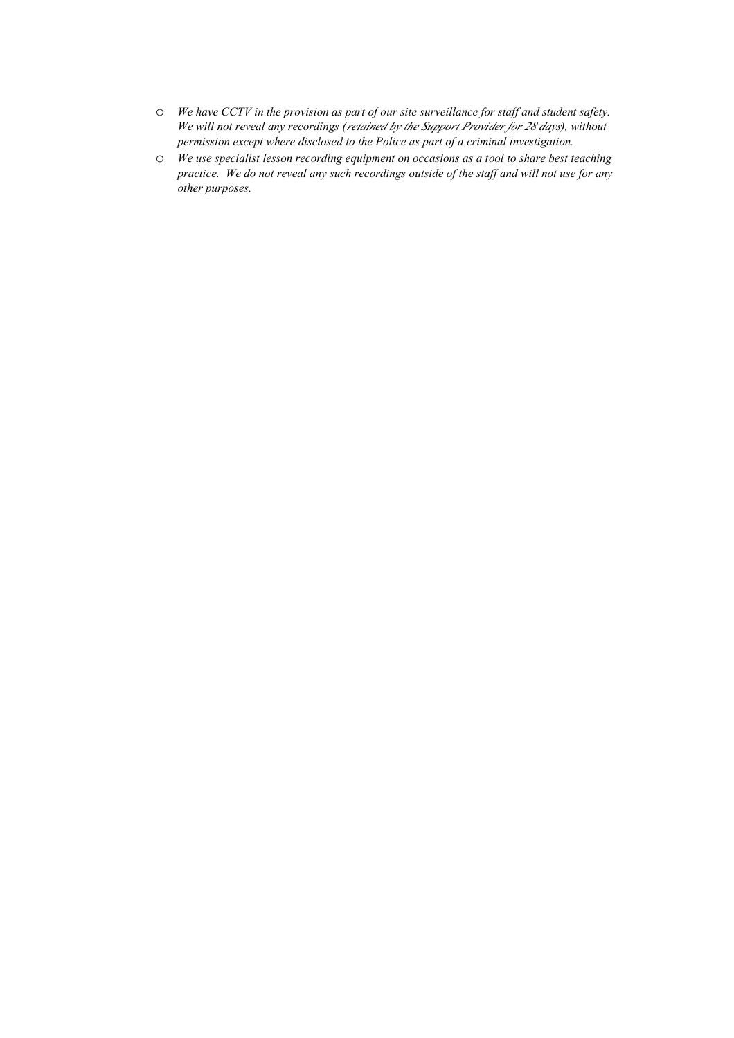- *We have CCTV in the provision as part of our site surveillance for staff and student safety. We will not reveal any recordings (retained by the Support Provider for 28 days), without permission except where disclosed to the Police as part of a criminal investigation.*
- *We use specialist lesson recording equipment on occasions as a tool to share best teaching practice. We do not reveal any such recordings outside of the staff and will not use for any other purposes.*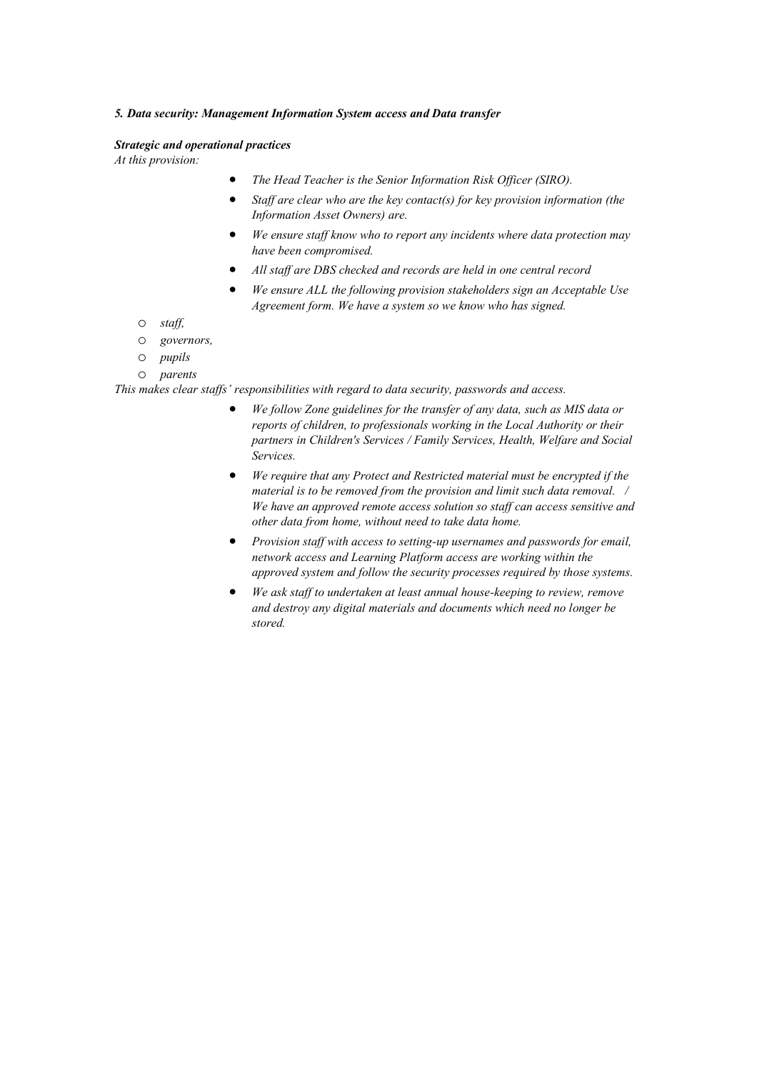***5. Data security: Management Information System access and Data transfer***

***Strategic and operational practices***

*At this provision:*

- *The Head Teacher is the Senior Information Risk Officer (SIRO).*
- *Staff are clear who are the key contact(s) for key provision information (the Information Asset Owners) are.*
- *We ensure staff know who to report any incidents where data protection may have been compromised.*
- *All staff are DBS checked and records are held in one central record*
- *We ensure ALL the following provision stakeholders sign an Acceptable Use Agreement form. We have a system so we know who has signed.*
    - *staff,*
    - *governors,*
    - *pupils*
    - *parents*

*This makes clear staffs' responsibilities with regard to data security, passwords and access.*

- *We follow Zone guidelines for the transfer of any data, such as MIS data or reports of children, to professionals working in the Local Authority or their partners in Children's Services / Family Services, Health, Welfare and Social Services.*
- *We require that any Protect and Restricted material must be encrypted if the material is to be removed from the provision and limit such data removal. / We have an approved remote access solution so staff can access sensitive and other data from home, without need to take data home.*
- *Provision staff with access to setting-up usernames and passwords for email, network access and Learning Platform access are working within the approved system and follow the security processes required by those systems.*
- *We ask staff to undertaken at least annual house-keeping to review, remove and destroy any digital materials and documents which need no longer be stored.*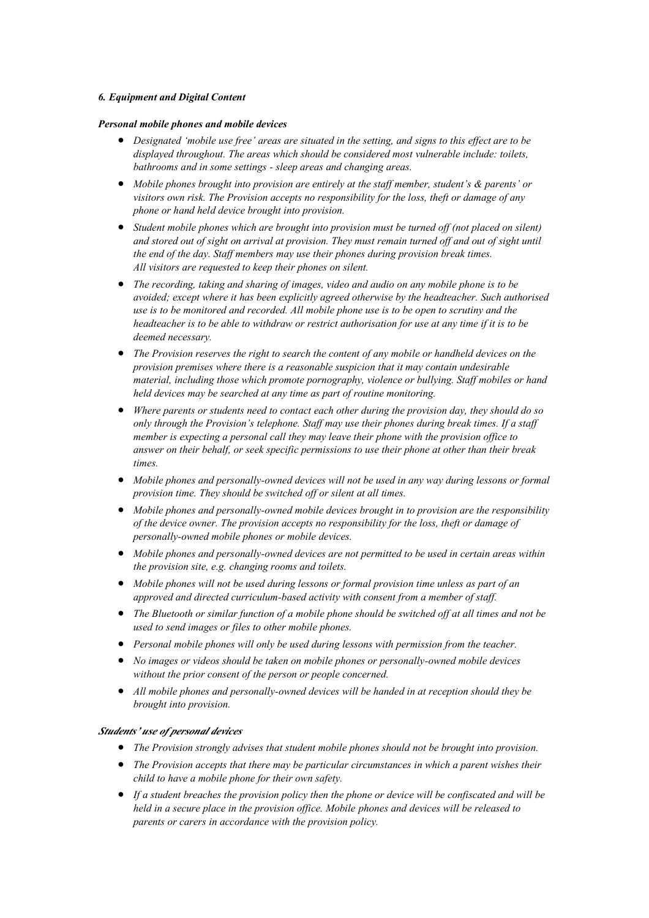### *6. Equipment and Digital Content*

#### *Personal mobile phones and mobile devices*

- *Designated 'mobile use free' areas are situated in the setting, and signs to this effect are to be displayed throughout. The areas which should be considered most vulnerable include: toilets, bathrooms and in some settings - sleep areas and changing areas.*
- *Mobile phones brought into provision are entirely at the staff member, student's & parents' or visitors own risk. The Provision accepts no responsibility for the loss, theft or damage of any phone or hand held device brought into provision.*
- *Student mobile phones which are brought into provision must be turned off (not placed on silent) and stored out of sight on arrival at provision. They must remain turned off and out of sight until the end of the day. Staff members may use their phones during provision break times. All visitors are requested to keep their phones on silent.*
- *The recording, taking and sharing of images, video and audio on any mobile phone is to be avoided; except where it has been explicitly agreed otherwise by the headteacher. Such authorised use is to be monitored and recorded. All mobile phone use is to be open to scrutiny and the headteacher is to be able to withdraw or restrict authorisation for use at any time if it is to be deemed necessary.*
- *The Provision reserves the right to search the content of any mobile or handheld devices on the provision premises where there is a reasonable suspicion that it may contain undesirable material, including those which promote pornography, violence or bullying. Staff mobiles or hand held devices may be searched at any time as part of routine monitoring.*
- *Where parents or students need to contact each other during the provision day, they should do so only through the Provision's telephone. Staff may use their phones during break times. If a staff member is expecting a personal call they may leave their phone with the provision office to answer on their behalf, or seek specific permissions to use their phone at other than their break times.*
- *Mobile phones and personally-owned devices will not be used in any way during lessons or formal provision time. They should be switched off or silent at all times.*
- *Mobile phones and personally-owned mobile devices brought in to provision are the responsibility of the device owner. The provision accepts no responsibility for the loss, theft or damage of personally-owned mobile phones or mobile devices.*
- *Mobile phones and personally-owned devices are not permitted to be used in certain areas within the provision site, e.g. changing rooms and toilets.*
- *Mobile phones will not be used during lessons or formal provision time unless as part of an approved and directed curriculum-based activity with consent from a member of staff.*
- *The Bluetooth or similar function of a mobile phone should be switched off at all times and not be used to send images or files to other mobile phones.*
- *Personal mobile phones will only be used during lessons with permission from the teacher.*
- *No images or videos should be taken on mobile phones or personally-owned mobile devices without the prior consent of the person or people concerned.*
- *All mobile phones and personally-owned devices will be handed in at reception should they be brought into provision.*

#### ***Students' use of personal devices***

- *The Provision strongly advises that student mobile phones should not be brought into provision.*
- *The Provision accepts that there may be particular circumstances in which a parent wishes their child to have a mobile phone for their own safety.*
- *If a student breaches the provision policy then the phone or device will be confiscated and will be held in a secure place in the provision office. Mobile phones and devices will be released to parents or carers in accordance with the provision policy.*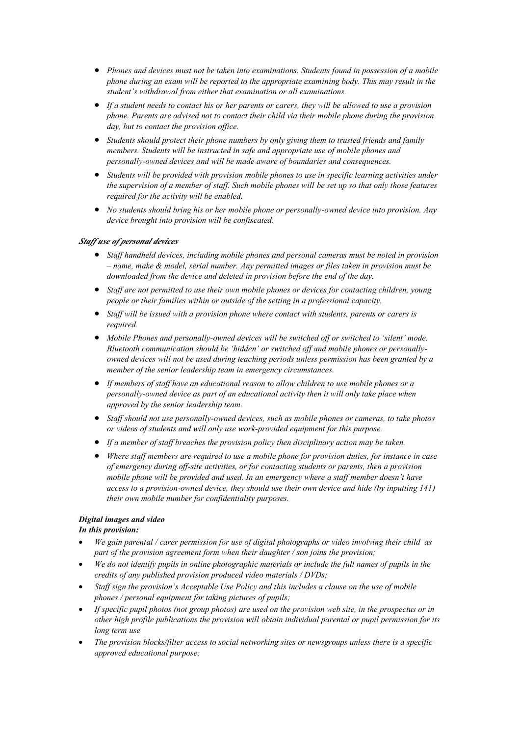- *Phones and devices must not be taken into examinations. Students found in possession of a mobile phone during an exam will be reported to the appropriate examining body. This may result in the student's withdrawal from either that examination or all examinations.*
- *If a student needs to contact his or her parents or carers, they will be allowed to use a provision phone. Parents are advised not to contact their child via their mobile phone during the provision day, but to contact the provision office.*
- *Students should protect their phone numbers by only giving them to trusted friends and family members. Students will be instructed in safe and appropriate use of mobile phones and personally-owned devices and will be made aware of boundaries and consequences.*
- *Students will be provided with provision mobile phones to use in specific learning activities under the supervision of a member of staff. Such mobile phones will be set up so that only those features required for the activity will be enabled.*
- *No students should bring his or her mobile phone or personally-owned device into provision. Any device brought into provision will be confiscated.*

***Staff use of personal devices***

- *Staff handheld devices, including mobile phones and personal cameras must be noted in provision – name, make & model, serial number. Any permitted images or files taken in provision must be downloaded from the device and deleted in provision before the end of the day.*
- *Staff are not permitted to use their own mobile phones or devices for contacting children, young people or their families within or outside of the setting in a professional capacity.*
- *Staff will be issued with a provision phone where contact with students, parents or carers is required.*
- *Mobile Phones and personally-owned devices will be switched off or switched to 'silent' mode. Bluetooth communication should be 'hidden' or switched off and mobile phones or personally-owned devices will not be used during teaching periods unless permission has been granted by a member of the senior leadership team in emergency circumstances.*
- *If members of staff have an educational reason to allow children to use mobile phones or a personally-owned device as part of an educational activity then it will only take place when approved by the senior leadership team.*
- *Staff should not use personally-owned devices, such as mobile phones or cameras, to take photos or videos of students and will only use work-provided equipment for this purpose.*
- *If a member of staff breaches the provision policy then disciplinary action may be taken.*
- *Where staff members are required to use a mobile phone for provision duties, for instance in case of emergency during off-site activities, or for contacting students or parents, then a provision mobile phone will be provided and used. In an emergency where a staff member doesn't have access to a provision-owned device, they should use their own device and hide (by inputting 141) their own mobile number for confidentiality purposes.*

***Digital images and video***

***In this provision:***

- *We gain parental / carer permission for use of digital photographs or video involving their child as part of the provision agreement form when their daughter / son joins the provision;*
- *We do not identify pupils in online photographic materials or include the full names of pupils in the credits of any published provision produced video materials / DVDs;*
- *Staff sign the provision's Acceptable Use Policy and this includes a clause on the use of mobile phones / personal equipment for taking pictures of pupils;*
- *If specific pupil photos (not group photos) are used on the provision web site, in the prospectus or in other high profile publications the provision will obtain individual parental or pupil permission for its long term use*
- *The provision blocks/filter access to social networking sites or newsgroups unless there is a specific approved educational purpose;*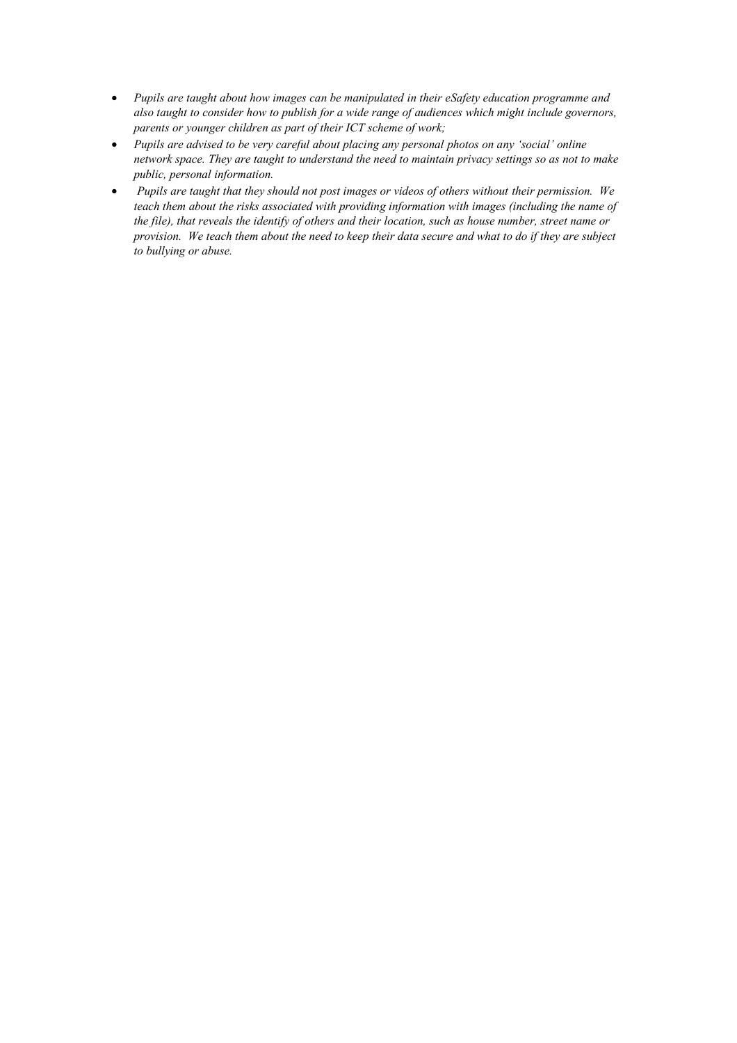- *Pupils are taught about how images can be manipulated in their eSafety education programme and also taught to consider how to publish for a wide range of audiences which might include governors, parents or younger children as part of their ICT scheme of work;*
- *Pupils are advised to be very careful about placing any personal photos on any 'social' online network space. They are taught to understand the need to maintain privacy settings so as not to make public, personal information.*
- *Pupils are taught that they should not post images or videos of others without their permission. We teach them about the risks associated with providing information with images (including the name of the file), that reveals the identify of others and their location, such as house number, street name or provision. We teach them about the need to keep their data secure and what to do if they are subject to bullying or abuse.*